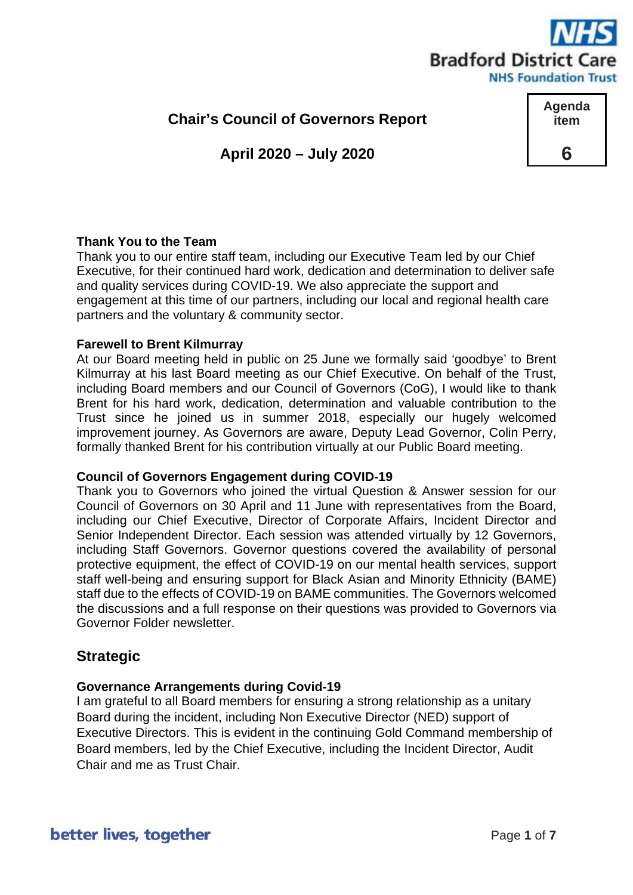**NHS Bradford District Care NHS Foundation Trust**

# Chair's Council of Governors Report

## April 2020 – July 2020

**Agenda item 6**

**Thank You to the Team**

Thank you to our entire staff team, including our Executive Team led by our Chief Executive, for their continued hard work, dedication and determination to deliver safe and quality services during COVID-19. We also appreciate the support and engagement at this time of our partners, including our local and regional health care partners and the voluntary & community sector.

**Farewell to Brent Kilmurray**

At our Board meeting held in public on 25 June we formally said 'goodbye' to Brent Kilmurray at his last Board meeting as our Chief Executive. On behalf of the Trust, including Board members and our Council of Governors (CoG), I would like to thank Brent for his hard work, dedication, determination and valuable contribution to the Trust since he joined us in summer 2018, especially our hugely welcomed improvement journey. As Governors are aware, Deputy Lead Governor, Colin Perry, formally thanked Brent for his contribution virtually at our Public Board meeting.

**Council of Governors Engagement during COVID-19**

Thank you to Governors who joined the virtual Question & Answer session for our Council of Governors on 30 April and 11 June with representatives from the Board, including our Chief Executive, Director of Corporate Affairs, Incident Director and Senior Independent Director. Each session was attended virtually by 12 Governors, including Staff Governors. Governor questions covered the availability of personal protective equipment, the effect of COVID-19 on our mental health services, support staff well-being and ensuring support for Black Asian and Minority Ethnicity (BAME) staff due to the effects of COVID-19 on BAME communities. The Governors welcomed the discussions and a full response on their questions was provided to Governors via Governor Folder newsletter.

## Strategic

**Governance Arrangements during Covid-19**

I am grateful to all Board members for ensuring a strong relationship as a unitary Board during the incident, including Non Executive Director (NED) support of Executive Directors. This is evident in the continuing Gold Command membership of Board members, led by the Chief Executive, including the Incident Director, Audit Chair and me as Trust Chair.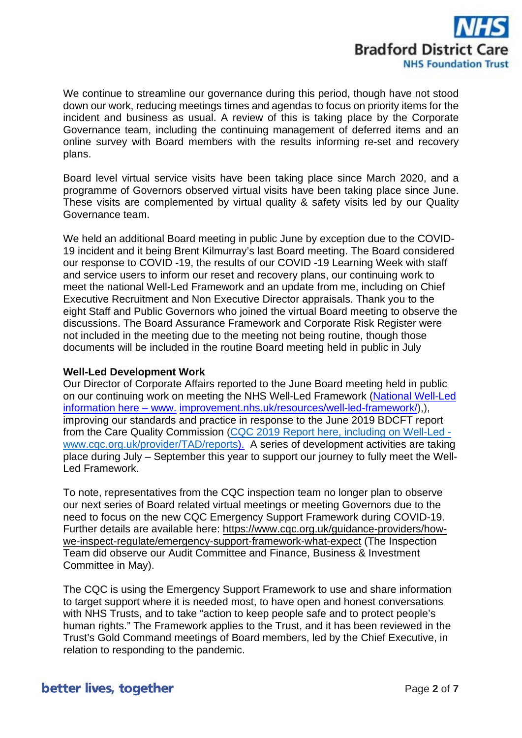We continue to streamline our governance during this period, though have not stood down our work, reducing meetings times and agendas to focus on priority items for the incident and business as usual. A review of this is taking place by the Corporate Governance team, including the continuing management of deferred items and an online survey with Board members with the results informing re-set and recovery plans.

Board level virtual service visits have been taking place since March 2020, and a programme of Governors observed virtual visits have been taking place since June. These visits are complemented by virtual quality & safety visits led by our Quality Governance team.

We held an additional Board meeting in public June by exception due to the COVID-19 incident and it being Brent Kilmurray's last Board meeting. The Board considered our response to COVID -19, the results of our COVID -19 Learning Week with staff and service users to inform our reset and recovery plans, our continuing work to meet the national Well-Led Framework and an update from me, including on Chief Executive Recruitment and Non Executive Director appraisals. Thank you to the eight Staff and Public Governors who joined the virtual Board meeting to observe the discussions. The Board Assurance Framework and Corporate Risk Register were not included in the meeting due to the meeting not being routine, though those documents will be included in the routine Board meeting held in public in July

**Well-Led Development Work**

Our Director of Corporate Affairs reported to the June Board meeting held in public on our continuing work on meeting the NHS Well-Led Framework (National Well-Led information here – www. improvement.nhs.uk/resources/well-led-framework/),), improving our standards and practice in response to the June 2019 BDCFT report from the Care Quality Commission (CQC 2019 Report here, including on Well-Led - www.cqc.org.uk/provider/TAD/reports). A series of development activities are taking place during July – September this year to support our journey to fully meet the Well-Led Framework.

To note, representatives from the CQC inspection team no longer plan to observe our next series of Board related virtual meetings or meeting Governors due to the need to focus on the new CQC Emergency Support Framework during COVID-19. Further details are available here: https://www.cqc.org.uk/guidance-providers/how-we-inspect-regulate/emergency-support-framework-what-expect (The Inspection Team did observe our Audit Committee and Finance, Business & Investment Committee in May).

The CQC is using the Emergency Support Framework to use and share information to target support where it is needed most, to have open and honest conversations with NHS Trusts, and to take "action to keep people safe and to protect people's human rights." The Framework applies to the Trust, and it has been reviewed in the Trust's Gold Command meetings of Board members, led by the Chief Executive, in relation to responding to the pandemic.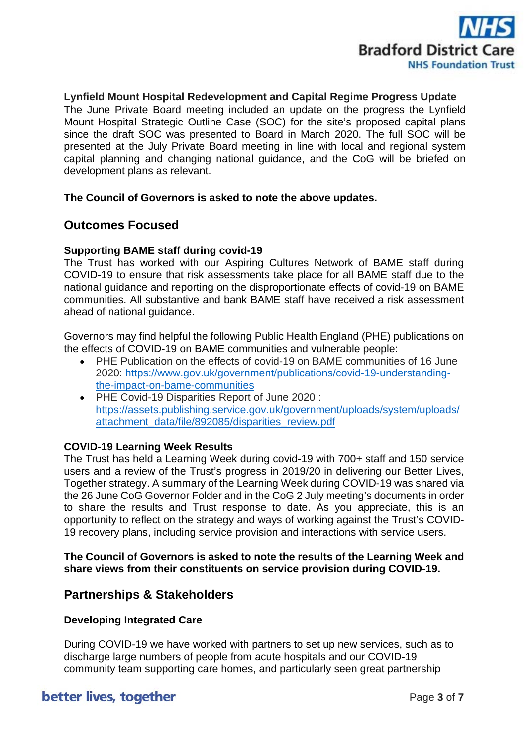**Lynfield Mount Hospital Redevelopment and Capital Regime Progress Update**
The June Private Board meeting included an update on the progress the Lynfield Mount Hospital Strategic Outline Case (SOC) for the site's proposed capital plans since the draft SOC was presented to Board in March 2020. The full SOC will be presented at the July Private Board meeting in line with local and regional system capital planning and changing national guidance, and the CoG will be briefed on development plans as relevant.

**The Council of Governors is asked to note the above updates.**

## Outcomes Focused

**Supporting BAME staff during covid-19**
The Trust has worked with our Aspiring Cultures Network of BAME staff during COVID-19 to ensure that risk assessments take place for all BAME staff due to the national guidance and reporting on the disproportionate effects of covid-19 on BAME communities. All substantive and bank BAME staff have received a risk assessment ahead of national guidance.

Governors may find helpful the following Public Health England (PHE) publications on the effects of COVID-19 on BAME communities and vulnerable people:

- PHE Publication on the effects of covid-19 on BAME communities of 16 June 2020: https://www.gov.uk/government/publications/covid-19-understanding-the-impact-on-bame-communities
- PHE Covid-19 Disparities Report of June 2020 : https://assets.publishing.service.gov.uk/government/uploads/system/uploads/attachment_data/file/892085/disparities_review.pdf

**COVID-19 Learning Week Results**
The Trust has held a Learning Week during covid-19 with 700+ staff and 150 service users and a review of the Trust's progress in 2019/20 in delivering our Better Lives, Together strategy. A summary of the Learning Week during COVID-19 was shared via the 26 June CoG Governor Folder and in the CoG 2 July meeting's documents in order to share the results and Trust response to date. As you appreciate, this is an opportunity to reflect on the strategy and ways of working against the Trust's COVID-19 recovery plans, including service provision and interactions with service users.

**The Council of Governors is asked to note the results of the Learning Week and share views from their constituents on service provision during COVID-19.**

## Partnerships & Stakeholders

**Developing Integrated Care**

During COVID-19 we have worked with partners to set up new services, such as to discharge large numbers of people from acute hospitals and our COVID-19 community team supporting care homes, and particularly seen great partnership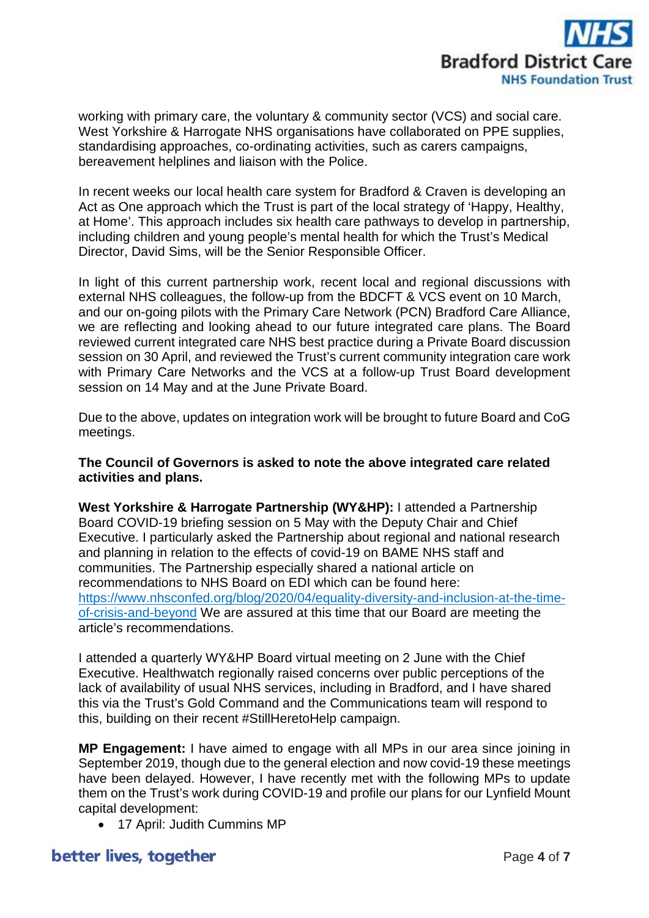working with primary care, the voluntary & community sector (VCS) and social care. West Yorkshire & Harrogate NHS organisations have collaborated on PPE supplies, standardising approaches, co-ordinating activities, such as carers campaigns, bereavement helplines and liaison with the Police.

In recent weeks our local health care system for Bradford & Craven is developing an Act as One approach which the Trust is part of the local strategy of 'Happy, Healthy, at Home'. This approach includes six health care pathways to develop in partnership, including children and young people's mental health for which the Trust's Medical Director, David Sims, will be the Senior Responsible Officer.

In light of this current partnership work, recent local and regional discussions with external NHS colleagues, the follow-up from the BDCFT & VCS event on 10 March, and our on-going pilots with the Primary Care Network (PCN) Bradford Care Alliance, we are reflecting and looking ahead to our future integrated care plans. The Board reviewed current integrated care NHS best practice during a Private Board discussion session on 30 April, and reviewed the Trust's current community integration care work with Primary Care Networks and the VCS at a follow-up Trust Board development session on 14 May and at the June Private Board.

Due to the above, updates on integration work will be brought to future Board and CoG meetings.

**The Council of Governors is asked to note the above integrated care related activities and plans.**

**West Yorkshire & Harrogate Partnership (WY&HP):** I attended a Partnership Board COVID-19 briefing session on 5 May with the Deputy Chair and Chief Executive. I particularly asked the Partnership about regional and national research and planning in relation to the effects of covid-19 on BAME NHS staff and communities. The Partnership especially shared a national article on recommendations to NHS Board on EDI which can be found here: https://www.nhsconfed.org/blog/2020/04/equality-diversity-and-inclusion-at-the-time-of-crisis-and-beyond We are assured at this time that our Board are meeting the article's recommendations.

I attended a quarterly WY&HP Board virtual meeting on 2 June with the Chief Executive. Healthwatch regionally raised concerns over public perceptions of the lack of availability of usual NHS services, including in Bradford, and I have shared this via the Trust's Gold Command and the Communications team will respond to this, building on their recent #StillHeretoHelp campaign.

**MP Engagement:** I have aimed to engage with all MPs in our area since joining in September 2019, though due to the general election and now covid-19 these meetings have been delayed. However, I have recently met with the following MPs to update them on the Trust's work during COVID-19 and profile our plans for our Lynfield Mount capital development:

- 17 April: Judith Cummins MP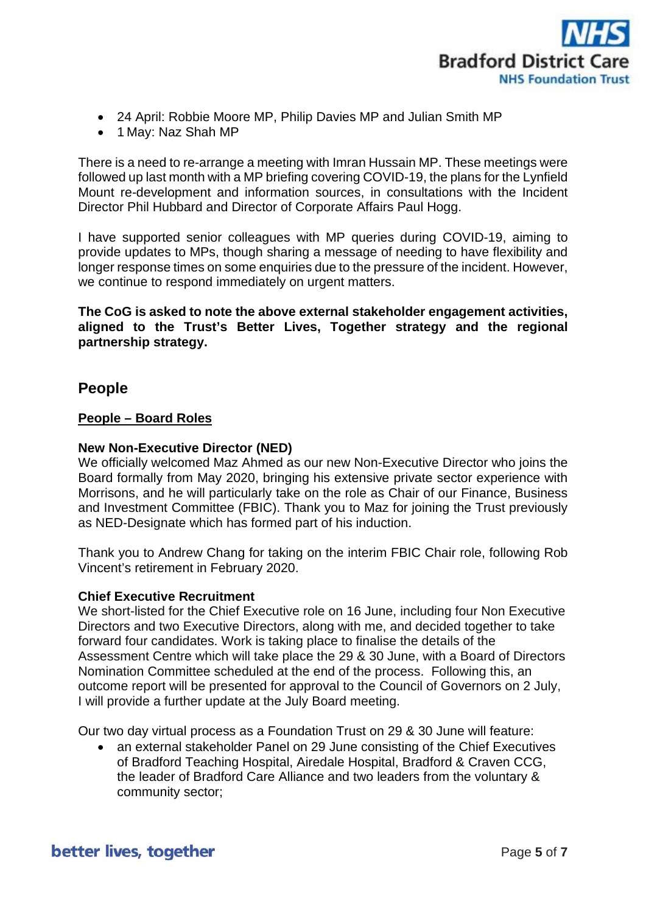- 24 April: Robbie Moore MP, Philip Davies MP and Julian Smith MP
- 1 May: Naz Shah MP

There is a need to re-arrange a meeting with Imran Hussain MP. These meetings were followed up last month with a MP briefing covering COVID-19, the plans for the Lynfield Mount re-development and information sources, in consultations with the Incident Director Phil Hubbard and Director of Corporate Affairs Paul Hogg.

I have supported senior colleagues with MP queries during COVID-19, aiming to provide updates to MPs, though sharing a message of needing to have flexibility and longer response times on some enquiries due to the pressure of the incident. However, we continue to respond immediately on urgent matters.

**The CoG is asked to note the above external stakeholder engagement activities, aligned to the Trust's Better Lives, Together strategy and the regional partnership strategy.**

## People

**People – Board Roles**

**New Non-Executive Director (NED)**
We officially welcomed Maz Ahmed as our new Non-Executive Director who joins the Board formally from May 2020, bringing his extensive private sector experience with Morrisons, and he will particularly take on the role as Chair of our Finance, Business and Investment Committee (FBIC). Thank you to Maz for joining the Trust previously as NED-Designate which has formed part of his induction.

Thank you to Andrew Chang for taking on the interim FBIC Chair role, following Rob Vincent's retirement in February 2020.

**Chief Executive Recruitment**
We short-listed for the Chief Executive role on 16 June, including four Non Executive Directors and two Executive Directors, along with me, and decided together to take forward four candidates. Work is taking place to finalise the details of the Assessment Centre which will take place the 29 & 30 June, with a Board of Directors Nomination Committee scheduled at the end of the process. Following this, an outcome report will be presented for approval to the Council of Governors on 2 July, I will provide a further update at the July Board meeting.

Our two day virtual process as a Foundation Trust on 29 & 30 June will feature:

- an external stakeholder Panel on 29 June consisting of the Chief Executives of Bradford Teaching Hospital, Airedale Hospital, Bradford & Craven CCG, the leader of Bradford Care Alliance and two leaders from the voluntary & community sector;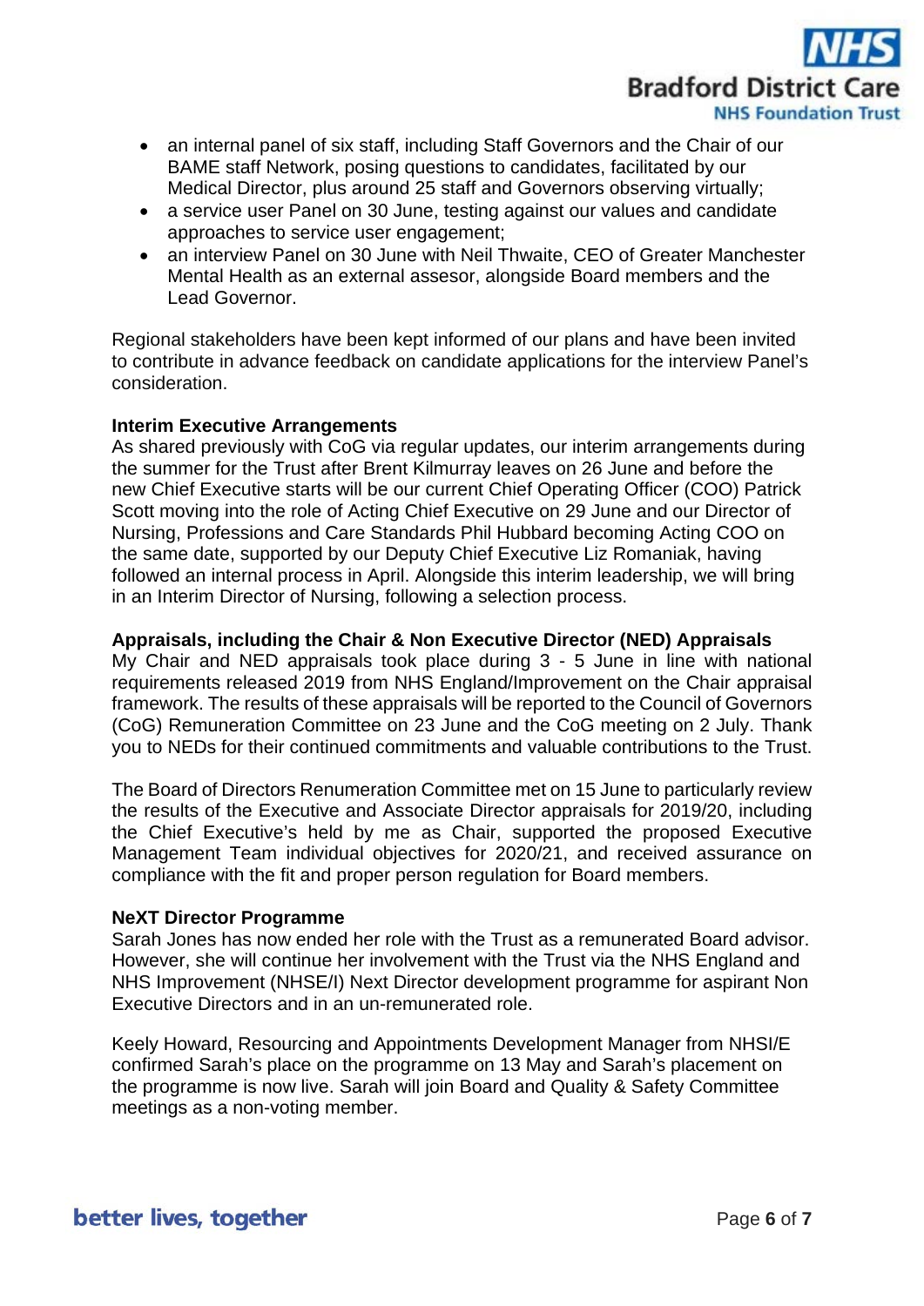- an internal panel of six staff, including Staff Governors and the Chair of our BAME staff Network, posing questions to candidates, facilitated by our Medical Director, plus around 25 staff and Governors observing virtually;
- a service user Panel on 30 June, testing against our values and candidate approaches to service user engagement;
- an interview Panel on 30 June with Neil Thwaite, CEO of Greater Manchester Mental Health as an external assesor, alongside Board members and the Lead Governor.

Regional stakeholders have been kept informed of our plans and have been invited to contribute in advance feedback on candidate applications for the interview Panel's consideration.

**Interim Executive Arrangements**
As shared previously with CoG via regular updates, our interim arrangements during the summer for the Trust after Brent Kilmurray leaves on 26 June and before the new Chief Executive starts will be our current Chief Operating Officer (COO) Patrick Scott moving into the role of Acting Chief Executive on 29 June and our Director of Nursing, Professions and Care Standards Phil Hubbard becoming Acting COO on the same date, supported by our Deputy Chief Executive Liz Romaniak, having followed an internal process in April. Alongside this interim leadership, we will bring in an Interim Director of Nursing, following a selection process.

**Appraisals, including the Chair & Non Executive Director (NED) Appraisals**
My Chair and NED appraisals took place during 3 - 5 June in line with national requirements released 2019 from NHS England/Improvement on the Chair appraisal framework. The results of these appraisals will be reported to the Council of Governors (CoG) Remuneration Committee on 23 June and the CoG meeting on 2 July. Thank you to NEDs for their continued commitments and valuable contributions to the Trust.

The Board of Directors Renumeration Committee met on 15 June to particularly review the results of the Executive and Associate Director appraisals for 2019/20, including the Chief Executive's held by me as Chair, supported the proposed Executive Management Team individual objectives for 2020/21, and received assurance on compliance with the fit and proper person regulation for Board members.

**NeXT Director Programme**
Sarah Jones has now ended her role with the Trust as a remunerated Board advisor. However, she will continue her involvement with the Trust via the NHS England and NHS Improvement (NHSE/I) Next Director development programme for aspirant Non Executive Directors and in an un-remunerated role.

Keely Howard, Resourcing and Appointments Development Manager from NHSI/E confirmed Sarah's place on the programme on 13 May and Sarah's placement on the programme is now live. Sarah will join Board and Quality & Safety Committee meetings as a non-voting member.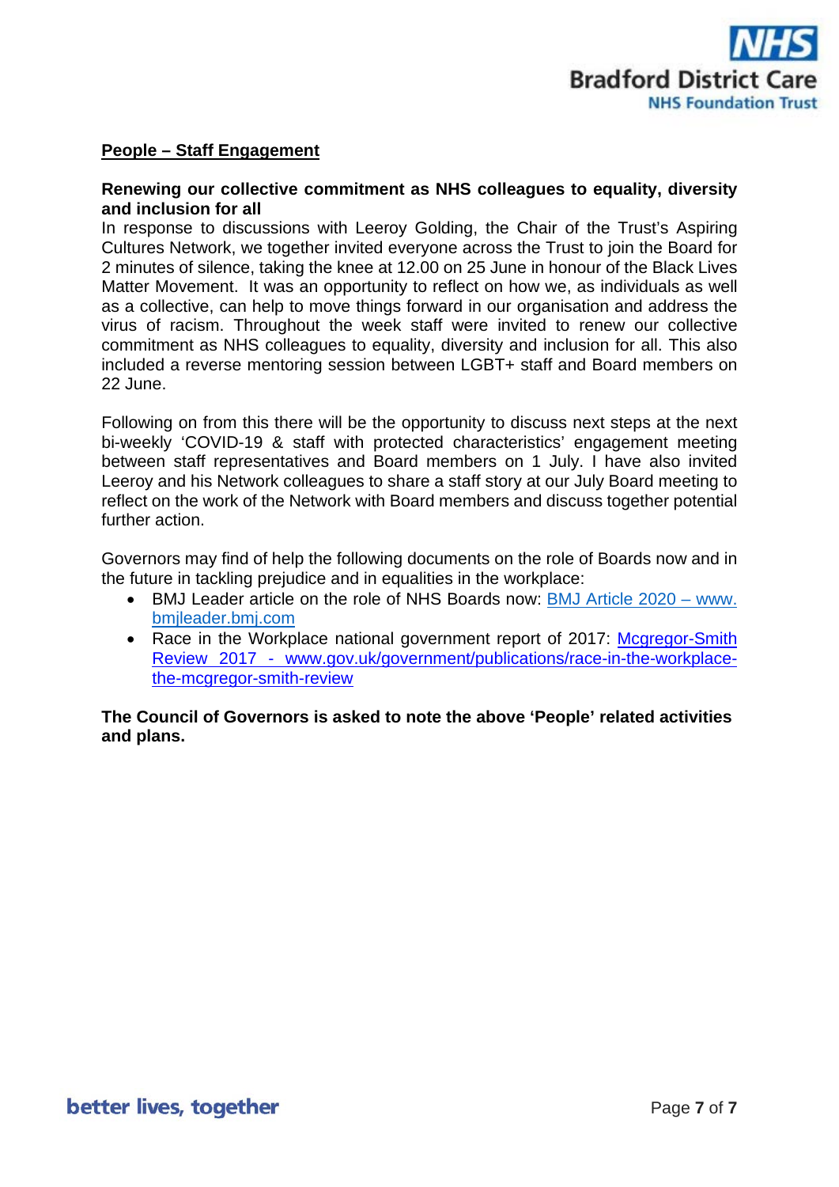**People – Staff Engagement**

**Renewing our collective commitment as NHS colleagues to equality, diversity and inclusion for all**

In response to discussions with Leeroy Golding, the Chair of the Trust's Aspiring Cultures Network, we together invited everyone across the Trust to join the Board for 2 minutes of silence, taking the knee at 12.00 on 25 June in honour of the Black Lives Matter Movement. It was an opportunity to reflect on how we, as individuals as well as a collective, can help to move things forward in our organisation and address the virus of racism. Throughout the week staff were invited to renew our collective commitment as NHS colleagues to equality, diversity and inclusion for all. This also included a reverse mentoring session between LGBT+ staff and Board members on 22 June.

Following on from this there will be the opportunity to discuss next steps at the next bi-weekly 'COVID-19 & staff with protected characteristics' engagement meeting between staff representatives and Board members on 1 July. I have also invited Leeroy and his Network colleagues to share a staff story at our July Board meeting to reflect on the work of the Network with Board members and discuss together potential further action.

Governors may find of help the following documents on the role of Boards now and in the future in tackling prejudice and in equalities in the workplace:

- BMJ Leader article on the role of NHS Boards now: BMJ Article 2020 – www.bmjleader.bmj.com
- Race in the Workplace national government report of 2017: Mcgregor-Smith Review 2017 - www.gov.uk/government/publications/race-in-the-workplace-the-mcgregor-smith-review

**The Council of Governors is asked to note the above 'People' related activities and plans.**